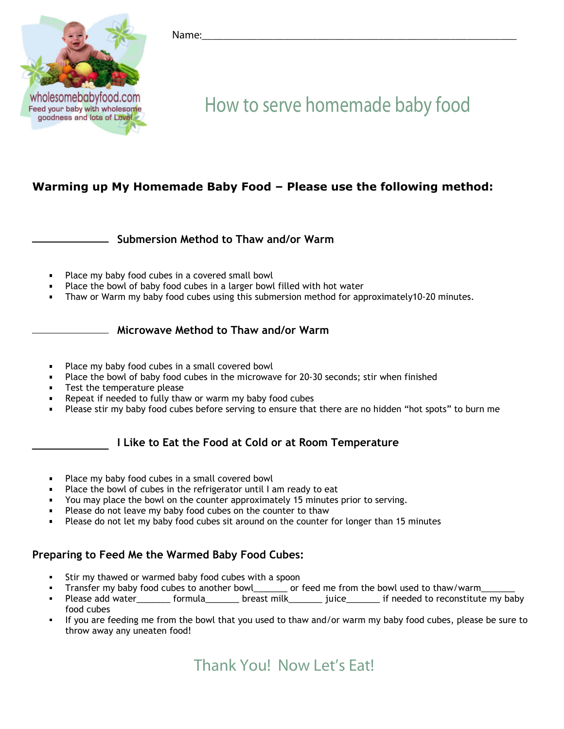wholesomebabyfood.com
Feed your baby with wholesome goodness and lots of Love!

Name:_______________________________________________________________

# How to serve homemade baby food

## Warming up My Homemade Baby Food – Please use the following method:

**____________ Submersion Method to Thaw and/or Warm**

- Place my baby food cubes in a covered small bowl
- Place the bowl of baby food cubes in a larger bowl filled with hot water
- Thaw or Warm my baby food cubes using this submersion method for approximately10-20 minutes.

**____________ Microwave Method to Thaw and/or Warm**

- Place my baby food cubes in a small covered bowl
- Place the bowl of baby food cubes in the microwave for 20-30 seconds; stir when finished
- Test the temperature please
- Repeat if needed to fully thaw or warm my baby food cubes
- Please stir my baby food cubes before serving to ensure that there are no hidden "hot spots" to burn me

**____________ I Like to Eat the Food at Cold or at Room Temperature**

- Place my baby food cubes in a small covered bowl
- Place the bowl of cubes in the refrigerator until I am ready to eat
- You may place the bowl on the counter approximately 15 minutes prior to serving.
- Please do not leave my baby food cubes on the counter to thaw
- Please do not let my baby food cubes sit around on the counter for longer than 15 minutes

## Preparing to Feed Me the Warmed Baby Food Cubes:

- Stir my thawed or warmed baby food cubes with a spoon
- Transfer my baby food cubes to another bowl_______ or feed me from the bowl used to thaw/warm_______
- Please add water_______ formula_______ breast milk_______ juice_______ if needed to reconstitute my baby food cubes
- If you are feeding me from the bowl that you used to thaw and/or warm my baby food cubes, please be sure to throw away any uneaten food!

Thank You! Now Let's Eat!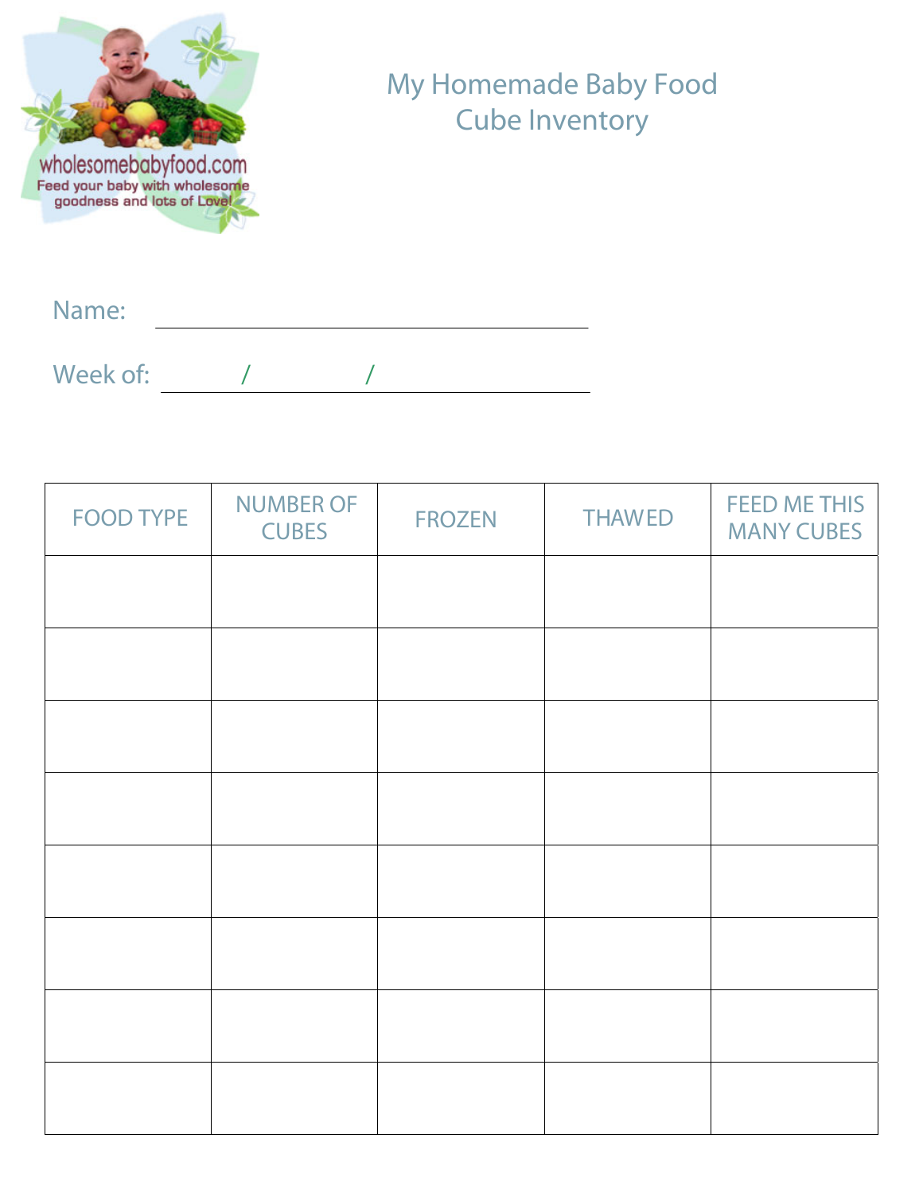wholesomebabyfood.com

Feed your baby with wholesome goodness and lots of Love!

# My Homemade Baby Food Cube Inventory

Name: ______________________________

Week of: ______ / ________ / ______________

| FOOD TYPE | NUMBER OF CUBES | FROZEN | THAWED | FEED ME THIS MANY CUBES |
|---|---|---|---|---|
| | | | | |
| | | | | |
| | | | | |
| | | | | |
| | | | | |
| | | | | |
| | | | | |
| | | | | |